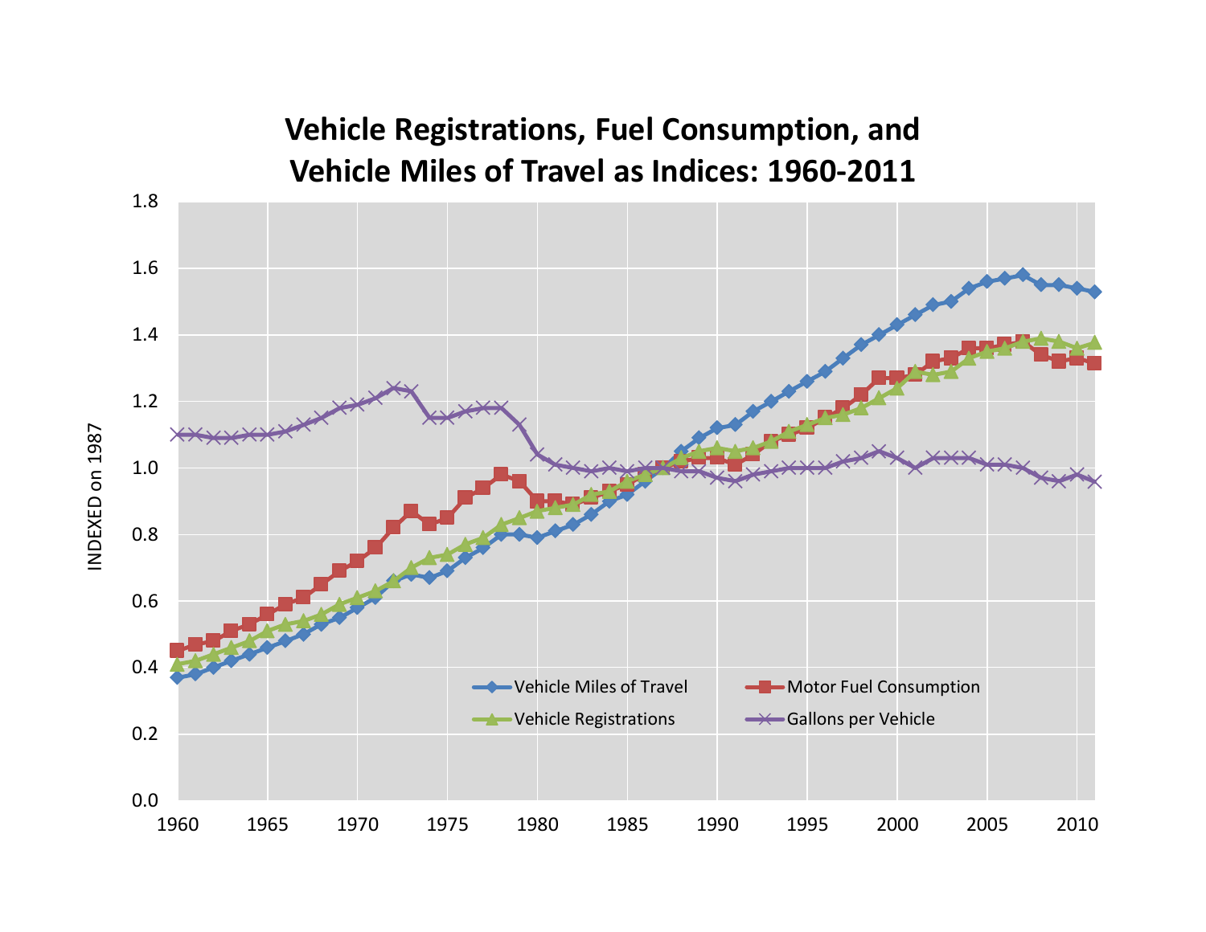# Vehicle Registrations, Fuel Consumption, and Vehicle Miles of Travel as Indices: 1960-2011

INDEXED on 1987

- Vehicle Miles of Travel
- Motor Fuel Consumption
- Vehicle Registrations
- Gallons per Vehicle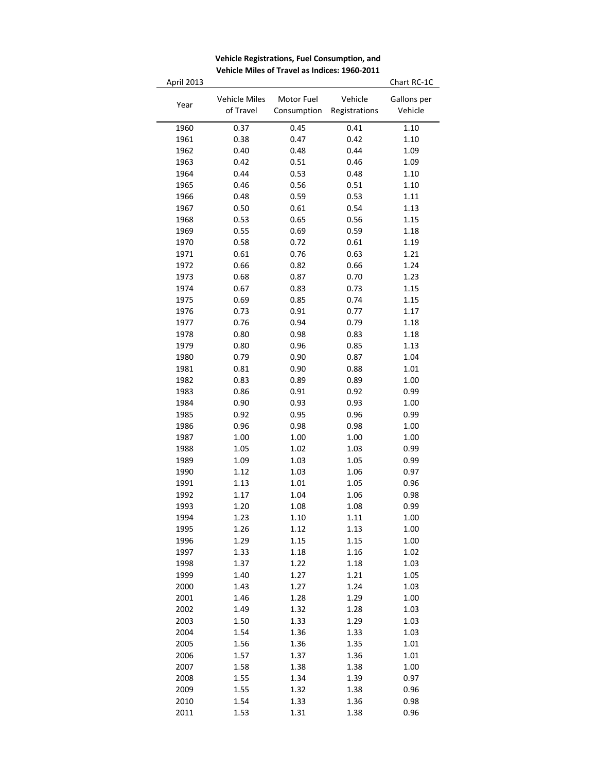**Vehicle Registrations, Fuel Consumption, and Vehicle Miles of Travel as Indices: 1960-2011**

April 2013 — Chart RC-1C

| Year | Vehicle Miles of Travel | Motor Fuel Consumption | Vehicle Registrations | Gallons per Vehicle |
|---|---|---|---|---|
| 1960 | 0.37 | 0.45 | 0.41 | 1.10 |
| 1961 | 0.38 | 0.47 | 0.42 | 1.10 |
| 1962 | 0.40 | 0.48 | 0.44 | 1.09 |
| 1963 | 0.42 | 0.51 | 0.46 | 1.09 |
| 1964 | 0.44 | 0.53 | 0.48 | 1.10 |
| 1965 | 0.46 | 0.56 | 0.51 | 1.10 |
| 1966 | 0.48 | 0.59 | 0.53 | 1.11 |
| 1967 | 0.50 | 0.61 | 0.54 | 1.13 |
| 1968 | 0.53 | 0.65 | 0.56 | 1.15 |
| 1969 | 0.55 | 0.69 | 0.59 | 1.18 |
| 1970 | 0.58 | 0.72 | 0.61 | 1.19 |
| 1971 | 0.61 | 0.76 | 0.63 | 1.21 |
| 1972 | 0.66 | 0.82 | 0.66 | 1.24 |
| 1973 | 0.68 | 0.87 | 0.70 | 1.23 |
| 1974 | 0.67 | 0.83 | 0.73 | 1.15 |
| 1975 | 0.69 | 0.85 | 0.74 | 1.15 |
| 1976 | 0.73 | 0.91 | 0.77 | 1.17 |
| 1977 | 0.76 | 0.94 | 0.79 | 1.18 |
| 1978 | 0.80 | 0.98 | 0.83 | 1.18 |
| 1979 | 0.80 | 0.96 | 0.85 | 1.13 |
| 1980 | 0.79 | 0.90 | 0.87 | 1.04 |
| 1981 | 0.81 | 0.90 | 0.88 | 1.01 |
| 1982 | 0.83 | 0.89 | 0.89 | 1.00 |
| 1983 | 0.86 | 0.91 | 0.92 | 0.99 |
| 1984 | 0.90 | 0.93 | 0.93 | 1.00 |
| 1985 | 0.92 | 0.95 | 0.96 | 0.99 |
| 1986 | 0.96 | 0.98 | 0.98 | 1.00 |
| 1987 | 1.00 | 1.00 | 1.00 | 1.00 |
| 1988 | 1.05 | 1.02 | 1.03 | 0.99 |
| 1989 | 1.09 | 1.03 | 1.05 | 0.99 |
| 1990 | 1.12 | 1.03 | 1.06 | 0.97 |
| 1991 | 1.13 | 1.01 | 1.05 | 0.96 |
| 1992 | 1.17 | 1.04 | 1.06 | 0.98 |
| 1993 | 1.20 | 1.08 | 1.08 | 0.99 |
| 1994 | 1.23 | 1.10 | 1.11 | 1.00 |
| 1995 | 1.26 | 1.12 | 1.13 | 1.00 |
| 1996 | 1.29 | 1.15 | 1.15 | 1.00 |
| 1997 | 1.33 | 1.18 | 1.16 | 1.02 |
| 1998 | 1.37 | 1.22 | 1.18 | 1.03 |
| 1999 | 1.40 | 1.27 | 1.21 | 1.05 |
| 2000 | 1.43 | 1.27 | 1.24 | 1.03 |
| 2001 | 1.46 | 1.28 | 1.29 | 1.00 |
| 2002 | 1.49 | 1.32 | 1.28 | 1.03 |
| 2003 | 1.50 | 1.33 | 1.29 | 1.03 |
| 2004 | 1.54 | 1.36 | 1.33 | 1.03 |
| 2005 | 1.56 | 1.36 | 1.35 | 1.01 |
| 2006 | 1.57 | 1.37 | 1.36 | 1.01 |
| 2007 | 1.58 | 1.38 | 1.38 | 1.00 |
| 2008 | 1.55 | 1.34 | 1.39 | 0.97 |
| 2009 | 1.55 | 1.32 | 1.38 | 0.96 |
| 2010 | 1.54 | 1.33 | 1.36 | 0.98 |
| 2011 | 1.53 | 1.31 | 1.38 | 0.96 |